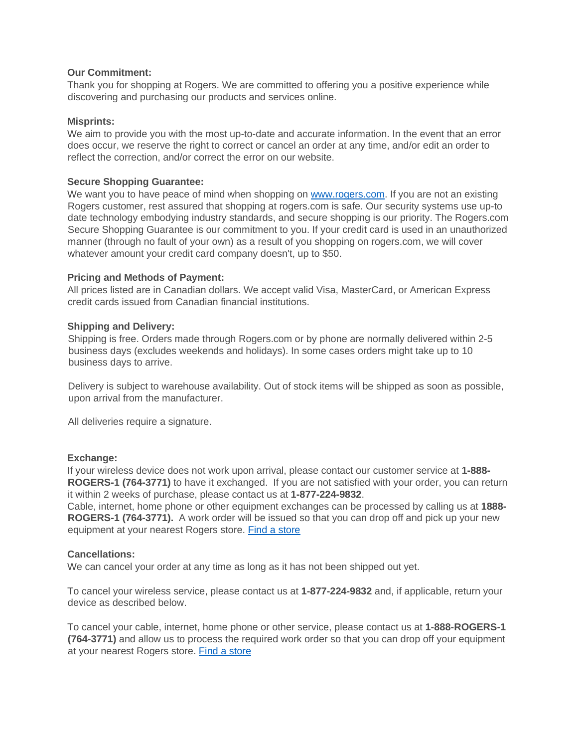**Our Commitment:**
Thank you for shopping at Rogers. We are committed to offering you a positive experience while discovering and purchasing our products and services online.

**Misprints:**
We aim to provide you with the most up-to-date and accurate information. In the event that an error does occur, we reserve the right to correct or cancel an order at any time, and/or edit an order to reflect the correction, and/or correct the error on our website.

**Secure Shopping Guarantee:**
We want you to have peace of mind when shopping on [www.rogers.com](www.rogers.com). If you are not an existing Rogers customer, rest assured that shopping at rogers.com is safe. Our security systems use up-to date technology embodying industry standards, and secure shopping is our priority. The Rogers.com Secure Shopping Guarantee is our commitment to you. If your credit card is used in an unauthorized manner (through no fault of your own) as a result of you shopping on rogers.com, we will cover whatever amount your credit card company doesn't, up to $50.

**Pricing and Methods of Payment:**
All prices listed are in Canadian dollars. We accept valid Visa, MasterCard, or American Express credit cards issued from Canadian financial institutions.

**Shipping and Delivery:**
Shipping is free. Orders made through Rogers.com or by phone are normally delivered within 2-5 business days (excludes weekends and holidays). In some cases orders might take up to 10 business days to arrive.

Delivery is subject to warehouse availability. Out of stock items will be shipped as soon as possible, upon arrival from the manufacturer.

All deliveries require a signature.

**Exchange:**
If your wireless device does not work upon arrival, please contact our customer service at **1-888-ROGERS-1 (764-3771)** to have it exchanged. If you are not satisfied with your order, you can return it within 2 weeks of purchase, please contact us at **1-877-224-9832**.
Cable, internet, home phone or other equipment exchanges can be processed by calling us at **1888-ROGERS-1 (764-3771).** A work order will be issued so that you can drop off and pick up your new equipment at your nearest Rogers store. Find a store

**Cancellations:**
We can cancel your order at any time as long as it has not been shipped out yet.

To cancel your wireless service, please contact us at **1-877-224-9832** and, if applicable, return your device as described below.

To cancel your cable, internet, home phone or other service, please contact us at **1-888-ROGERS-1 (764-3771)** and allow us to process the required work order so that you can drop off your equipment at your nearest Rogers store. Find a store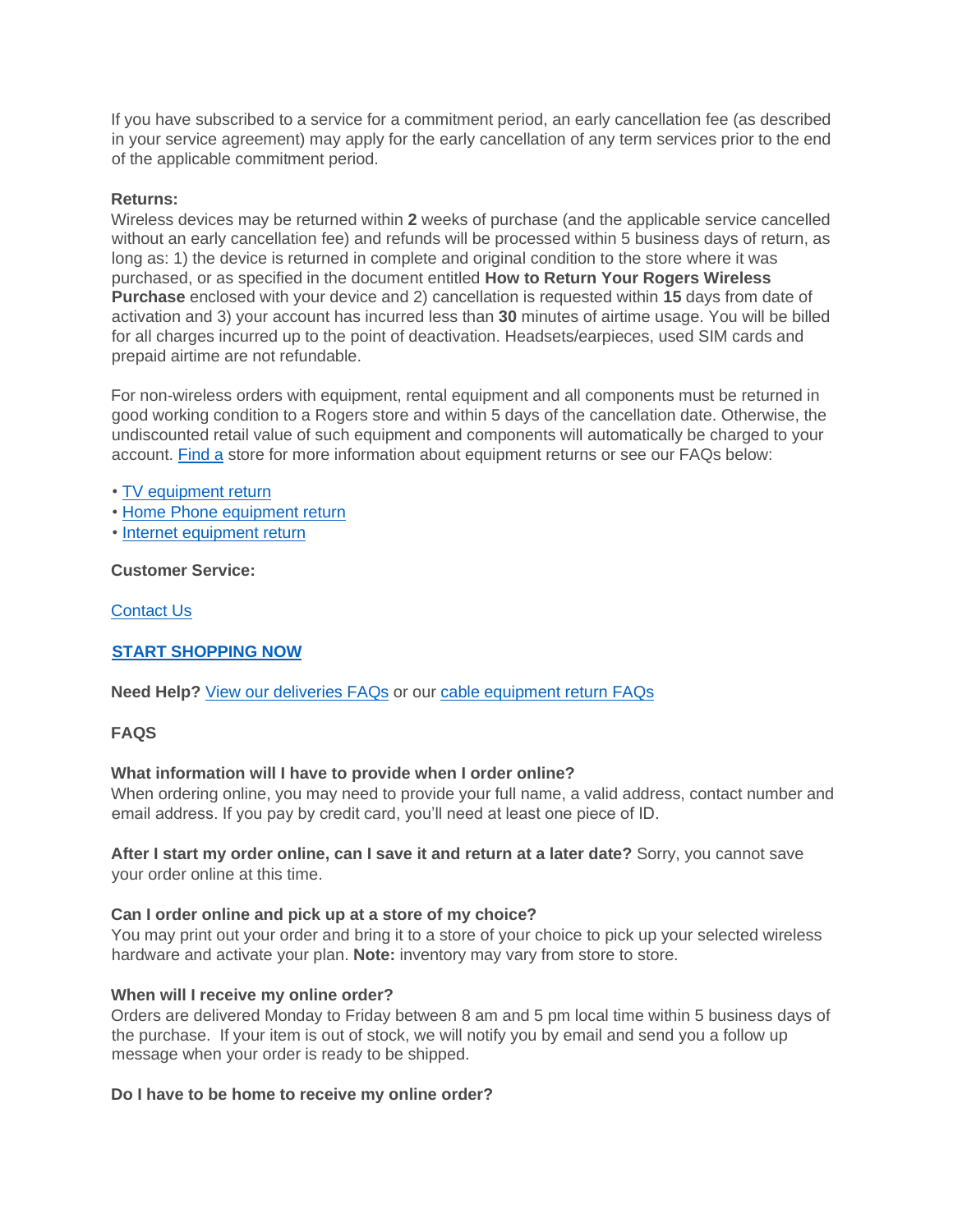If you have subscribed to a service for a commitment period, an early cancellation fee (as described in your service agreement) may apply for the early cancellation of any term services prior to the end of the applicable commitment period.

**Returns:**

Wireless devices may be returned within **2** weeks of purchase (and the applicable service cancelled without an early cancellation fee) and refunds will be processed within 5 business days of return, as long as: 1) the device is returned in complete and original condition to the store where it was purchased, or as specified in the document entitled **How to Return Your Rogers Wireless Purchase** enclosed with your device and 2) cancellation is requested within **15** days from date of activation and 3) your account has incurred less than **30** minutes of airtime usage. You will be billed for all charges incurred up to the point of deactivation. Headsets/earpieces, used SIM cards and prepaid airtime are not refundable.

For non-wireless orders with equipment, rental equipment and all components must be returned in good working condition to a Rogers store and within 5 days of the cancellation date. Otherwise, the undiscounted retail value of such equipment and components will automatically be charged to your account. Find a store for more information about equipment returns or see our FAQs below:

- TV equipment return
- Home Phone equipment return
- Internet equipment return

**Customer Service:**

Contact Us

**START SHOPPING NOW**

**Need Help?** View our deliveries FAQs or our cable equipment return FAQs

**FAQS**

**What information will I have to provide when I order online?**
When ordering online, you may need to provide your full name, a valid address, contact number and email address. If you pay by credit card, you'll need at least one piece of ID.

**After I start my order online, can I save it and return at a later date?** Sorry, you cannot save your order online at this time.

**Can I order online and pick up at a store of my choice?**
You may print out your order and bring it to a store of your choice to pick up your selected wireless hardware and activate your plan. **Note:** inventory may vary from store to store.

**When will I receive my online order?**
Orders are delivered Monday to Friday between 8 am and 5 pm local time within 5 business days of the purchase. If your item is out of stock, we will notify you by email and send you a follow up message when your order is ready to be shipped.

**Do I have to be home to receive my online order?**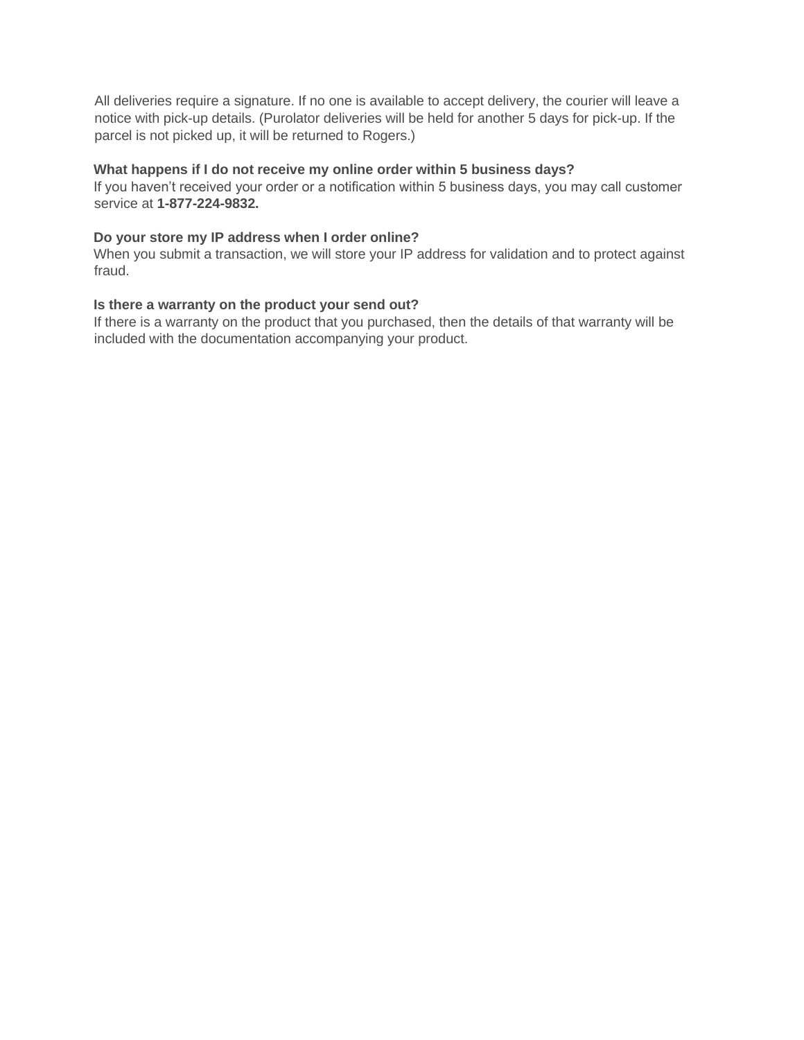All deliveries require a signature. If no one is available to accept delivery, the courier will leave a notice with pick-up details. (Purolator deliveries will be held for another 5 days for pick-up. If the parcel is not picked up, it will be returned to Rogers.)

**What happens if I do not receive my online order within 5 business days?**

If you haven't received your order or a notification within 5 business days, you may call customer service at **1-877-224-9832.**

**Do your store my IP address when I order online?**

When you submit a transaction, we will store your IP address for validation and to protect against fraud.

**Is there a warranty on the product your send out?**

If there is a warranty on the product that you purchased, then the details of that warranty will be included with the documentation accompanying your product.